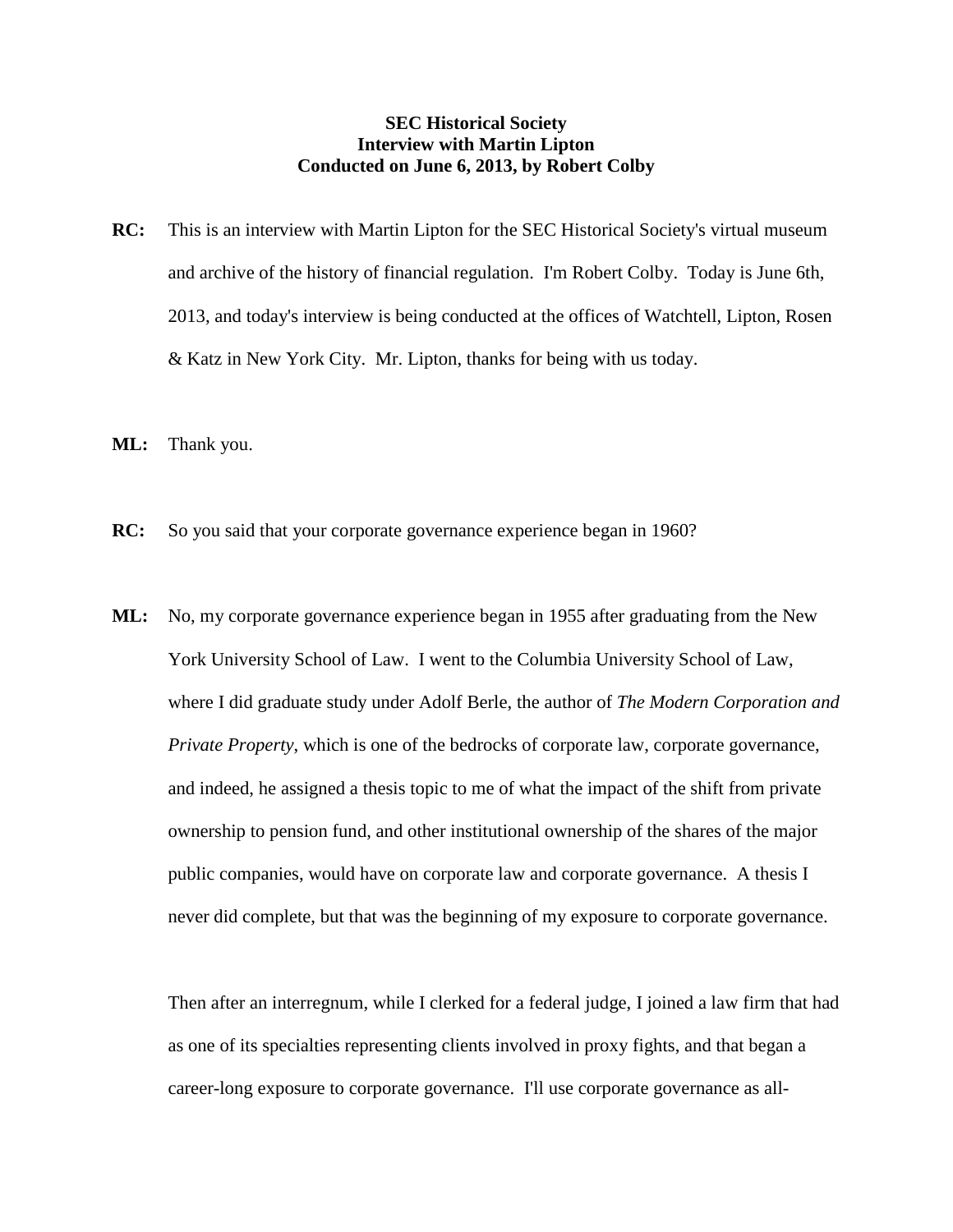**SEC Historical Society**
**Interview with Martin Lipton**
**Conducted on June 6, 2013, by Robert Colby**

**RC:** This is an interview with Martin Lipton for the SEC Historical Society's virtual museum and archive of the history of financial regulation. I'm Robert Colby. Today is June 6th, 2013, and today's interview is being conducted at the offices of Watchtell, Lipton, Rosen & Katz in New York City. Mr. Lipton, thanks for being with us today.

**ML:** Thank you.

**RC:** So you said that your corporate governance experience began in 1960?

**ML:** No, my corporate governance experience began in 1955 after graduating from the New York University School of Law. I went to the Columbia University School of Law, where I did graduate study under Adolf Berle, the author of *The Modern Corporation and Private Property*, which is one of the bedrocks of corporate law, corporate governance, and indeed, he assigned a thesis topic to me of what the impact of the shift from private ownership to pension fund, and other institutional ownership of the shares of the major public companies, would have on corporate law and corporate governance. A thesis I never did complete, but that was the beginning of my exposure to corporate governance.

Then after an interregnum, while I clerked for a federal judge, I joined a law firm that had as one of its specialties representing clients involved in proxy fights, and that began a career-long exposure to corporate governance. I'll use corporate governance as all-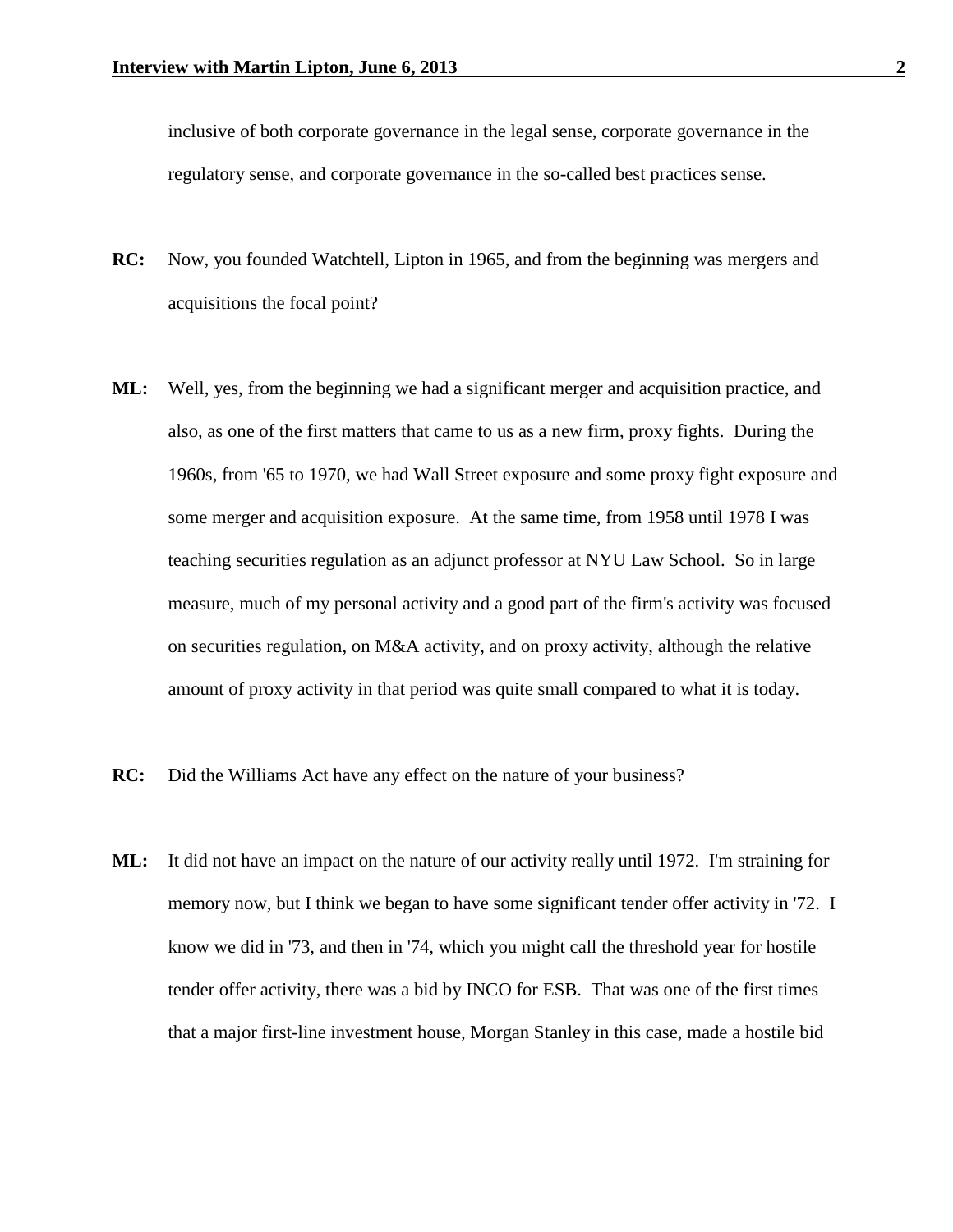inclusive of both corporate governance in the legal sense, corporate governance in the regulatory sense, and corporate governance in the so-called best practices sense.

**RC:** Now, you founded Watchtell, Lipton in 1965, and from the beginning was mergers and acquisitions the focal point?

**ML:** Well, yes, from the beginning we had a significant merger and acquisition practice, and also, as one of the first matters that came to us as a new firm, proxy fights. During the 1960s, from '65 to 1970, we had Wall Street exposure and some proxy fight exposure and some merger and acquisition exposure. At the same time, from 1958 until 1978 I was teaching securities regulation as an adjunct professor at NYU Law School. So in large measure, much of my personal activity and a good part of the firm's activity was focused on securities regulation, on M&A activity, and on proxy activity, although the relative amount of proxy activity in that period was quite small compared to what it is today.

**RC:** Did the Williams Act have any effect on the nature of your business?

**ML:** It did not have an impact on the nature of our activity really until 1972. I'm straining for memory now, but I think we began to have some significant tender offer activity in '72. I know we did in '73, and then in '74, which you might call the threshold year for hostile tender offer activity, there was a bid by INCO for ESB. That was one of the first times that a major first-line investment house, Morgan Stanley in this case, made a hostile bid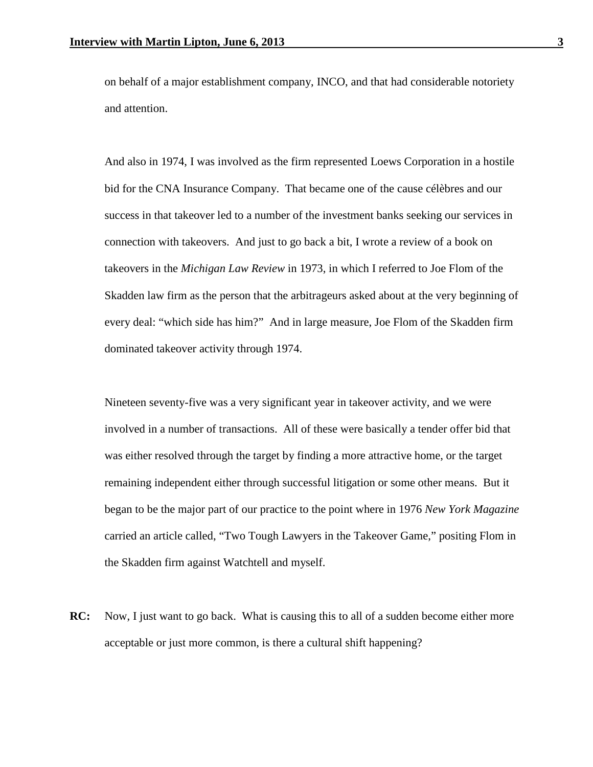on behalf of a major establishment company, INCO, and that had considerable notoriety and attention.

And also in 1974, I was involved as the firm represented Loews Corporation in a hostile bid for the CNA Insurance Company. That became one of the cause célèbres and our success in that takeover led to a number of the investment banks seeking our services in connection with takeovers. And just to go back a bit, I wrote a review of a book on takeovers in the *Michigan Law Review* in 1973, in which I referred to Joe Flom of the Skadden law firm as the person that the arbitrageurs asked about at the very beginning of every deal: "which side has him?" And in large measure, Joe Flom of the Skadden firm dominated takeover activity through 1974.

Nineteen seventy-five was a very significant year in takeover activity, and we were involved in a number of transactions. All of these were basically a tender offer bid that was either resolved through the target by finding a more attractive home, or the target remaining independent either through successful litigation or some other means. But it began to be the major part of our practice to the point where in 1976 *New York Magazine* carried an article called, "Two Tough Lawyers in the Takeover Game," positing Flom in the Skadden firm against Watchtell and myself.

**RC:** Now, I just want to go back. What is causing this to all of a sudden become either more acceptable or just more common, is there a cultural shift happening?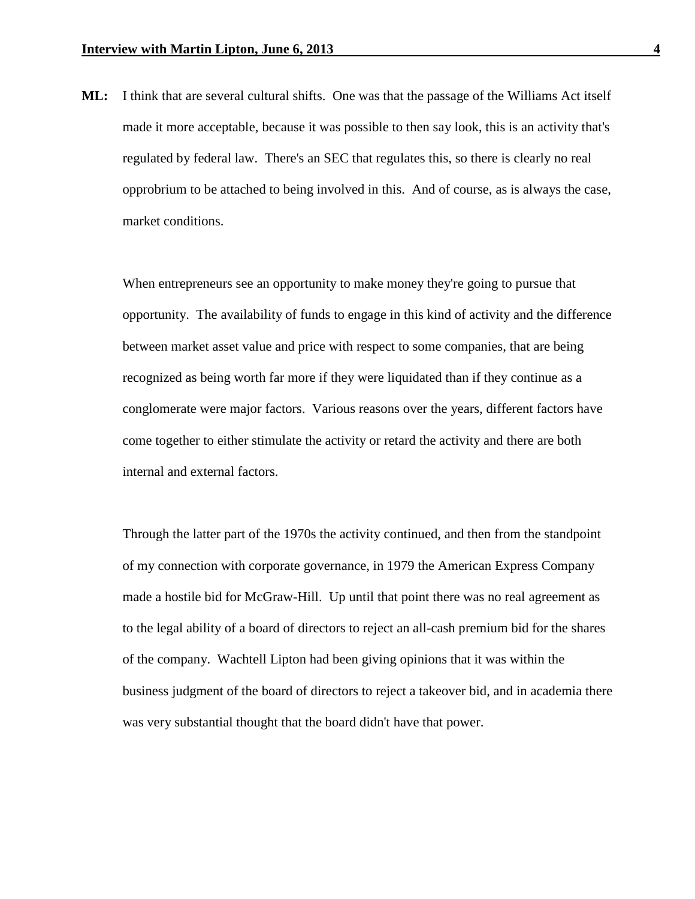**ML:** I think that are several cultural shifts. One was that the passage of the Williams Act itself made it more acceptable, because it was possible to then say look, this is an activity that's regulated by federal law. There's an SEC that regulates this, so there is clearly no real opprobrium to be attached to being involved in this. And of course, as is always the case, market conditions.

When entrepreneurs see an opportunity to make money they're going to pursue that opportunity. The availability of funds to engage in this kind of activity and the difference between market asset value and price with respect to some companies, that are being recognized as being worth far more if they were liquidated than if they continue as a conglomerate were major factors. Various reasons over the years, different factors have come together to either stimulate the activity or retard the activity and there are both internal and external factors.

Through the latter part of the 1970s the activity continued, and then from the standpoint of my connection with corporate governance, in 1979 the American Express Company made a hostile bid for McGraw-Hill. Up until that point there was no real agreement as to the legal ability of a board of directors to reject an all-cash premium bid for the shares of the company. Wachtell Lipton had been giving opinions that it was within the business judgment of the board of directors to reject a takeover bid, and in academia there was very substantial thought that the board didn't have that power.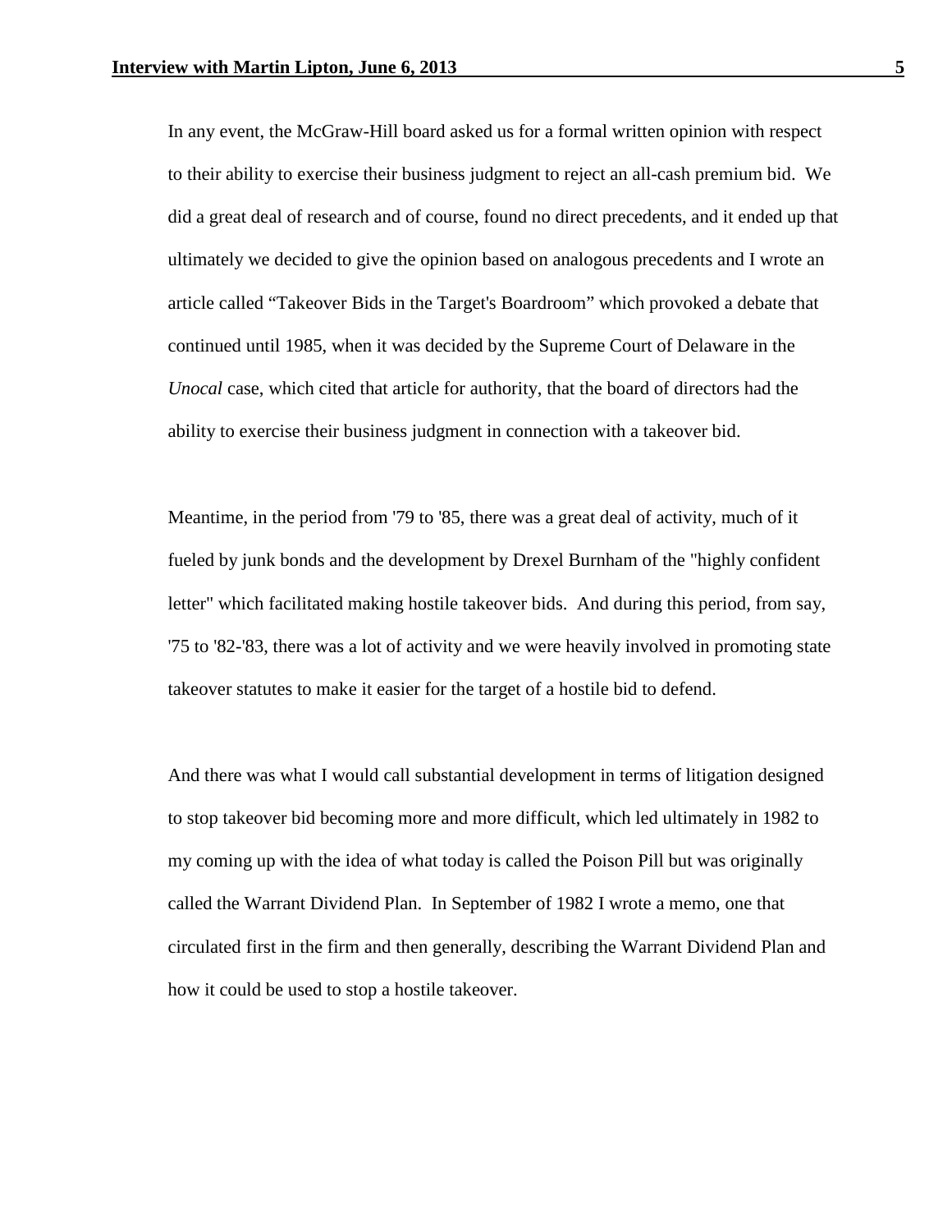In any event, the McGraw-Hill board asked us for a formal written opinion with respect to their ability to exercise their business judgment to reject an all-cash premium bid. We did a great deal of research and of course, found no direct precedents, and it ended up that ultimately we decided to give the opinion based on analogous precedents and I wrote an article called "Takeover Bids in the Target's Boardroom" which provoked a debate that continued until 1985, when it was decided by the Supreme Court of Delaware in the *Unocal* case, which cited that article for authority, that the board of directors had the ability to exercise their business judgment in connection with a takeover bid.

Meantime, in the period from '79 to '85, there was a great deal of activity, much of it fueled by junk bonds and the development by Drexel Burnham of the "highly confident letter" which facilitated making hostile takeover bids. And during this period, from say, '75 to '82-'83, there was a lot of activity and we were heavily involved in promoting state takeover statutes to make it easier for the target of a hostile bid to defend.

And there was what I would call substantial development in terms of litigation designed to stop takeover bid becoming more and more difficult, which led ultimately in 1982 to my coming up with the idea of what today is called the Poison Pill but was originally called the Warrant Dividend Plan. In September of 1982 I wrote a memo, one that circulated first in the firm and then generally, describing the Warrant Dividend Plan and how it could be used to stop a hostile takeover.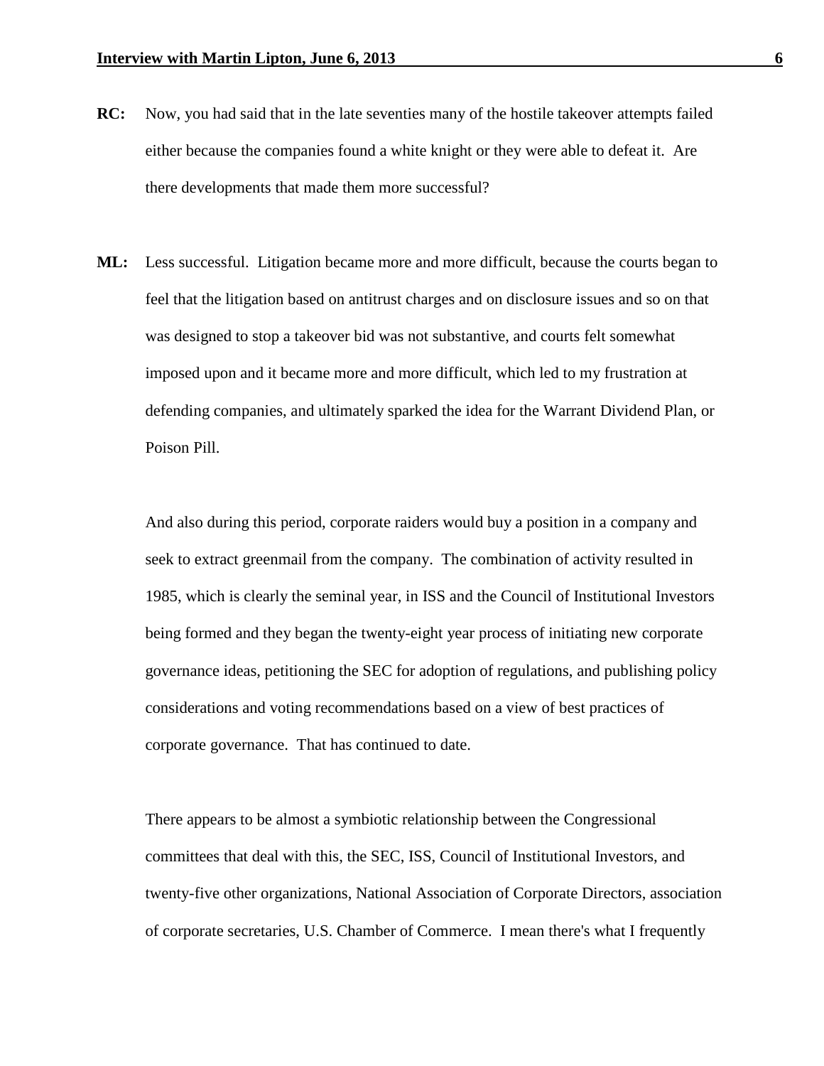**RC:** Now, you had said that in the late seventies many of the hostile takeover attempts failed either because the companies found a white knight or they were able to defeat it. Are there developments that made them more successful?

**ML:** Less successful. Litigation became more and more difficult, because the courts began to feel that the litigation based on antitrust charges and on disclosure issues and so on that was designed to stop a takeover bid was not substantive, and courts felt somewhat imposed upon and it became more and more difficult, which led to my frustration at defending companies, and ultimately sparked the idea for the Warrant Dividend Plan, or Poison Pill.

And also during this period, corporate raiders would buy a position in a company and seek to extract greenmail from the company. The combination of activity resulted in 1985, which is clearly the seminal year, in ISS and the Council of Institutional Investors being formed and they began the twenty-eight year process of initiating new corporate governance ideas, petitioning the SEC for adoption of regulations, and publishing policy considerations and voting recommendations based on a view of best practices of corporate governance. That has continued to date.

There appears to be almost a symbiotic relationship between the Congressional committees that deal with this, the SEC, ISS, Council of Institutional Investors, and twenty-five other organizations, National Association of Corporate Directors, association of corporate secretaries, U.S. Chamber of Commerce. I mean there's what I frequently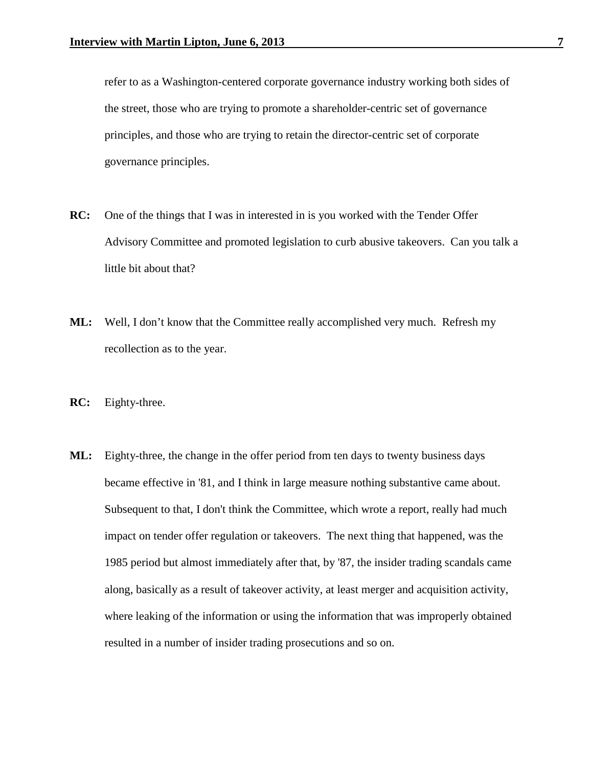refer to as a Washington-centered corporate governance industry working both sides of the street, those who are trying to promote a shareholder-centric set of governance principles, and those who are trying to retain the director-centric set of corporate governance principles.

**RC:** One of the things that I was in interested in is you worked with the Tender Offer Advisory Committee and promoted legislation to curb abusive takeovers. Can you talk a little bit about that?

**ML:** Well, I don't know that the Committee really accomplished very much. Refresh my recollection as to the year.

**RC:** Eighty-three.

**ML:** Eighty-three, the change in the offer period from ten days to twenty business days became effective in '81, and I think in large measure nothing substantive came about. Subsequent to that, I don't think the Committee, which wrote a report, really had much impact on tender offer regulation or takeovers. The next thing that happened, was the 1985 period but almost immediately after that, by '87, the insider trading scandals came along, basically as a result of takeover activity, at least merger and acquisition activity, where leaking of the information or using the information that was improperly obtained resulted in a number of insider trading prosecutions and so on.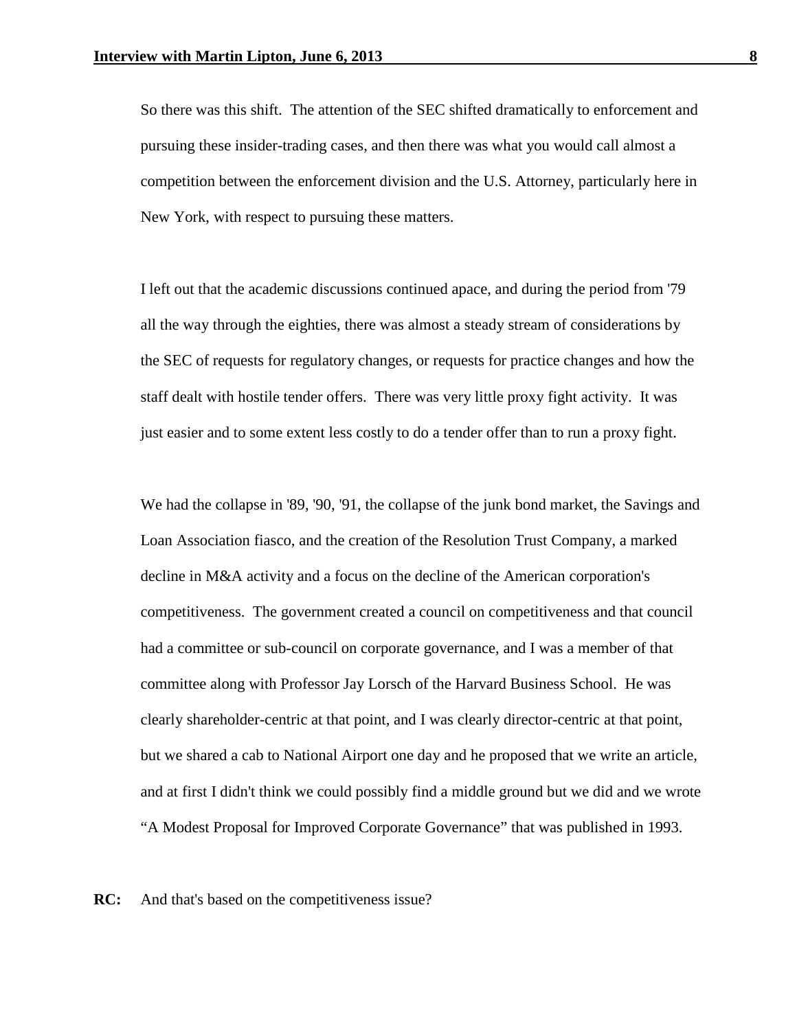So there was this shift. The attention of the SEC shifted dramatically to enforcement and pursuing these insider-trading cases, and then there was what you would call almost a competition between the enforcement division and the U.S. Attorney, particularly here in New York, with respect to pursuing these matters.

I left out that the academic discussions continued apace, and during the period from '79 all the way through the eighties, there was almost a steady stream of considerations by the SEC of requests for regulatory changes, or requests for practice changes and how the staff dealt with hostile tender offers. There was very little proxy fight activity. It was just easier and to some extent less costly to do a tender offer than to run a proxy fight.

We had the collapse in '89, '90, '91, the collapse of the junk bond market, the Savings and Loan Association fiasco, and the creation of the Resolution Trust Company, a marked decline in M&A activity and a focus on the decline of the American corporation's competitiveness. The government created a council on competitiveness and that council had a committee or sub-council on corporate governance, and I was a member of that committee along with Professor Jay Lorsch of the Harvard Business School. He was clearly shareholder-centric at that point, and I was clearly director-centric at that point, but we shared a cab to National Airport one day and he proposed that we write an article, and at first I didn't think we could possibly find a middle ground but we did and we wrote "A Modest Proposal for Improved Corporate Governance" that was published in 1993.

**RC:** And that's based on the competitiveness issue?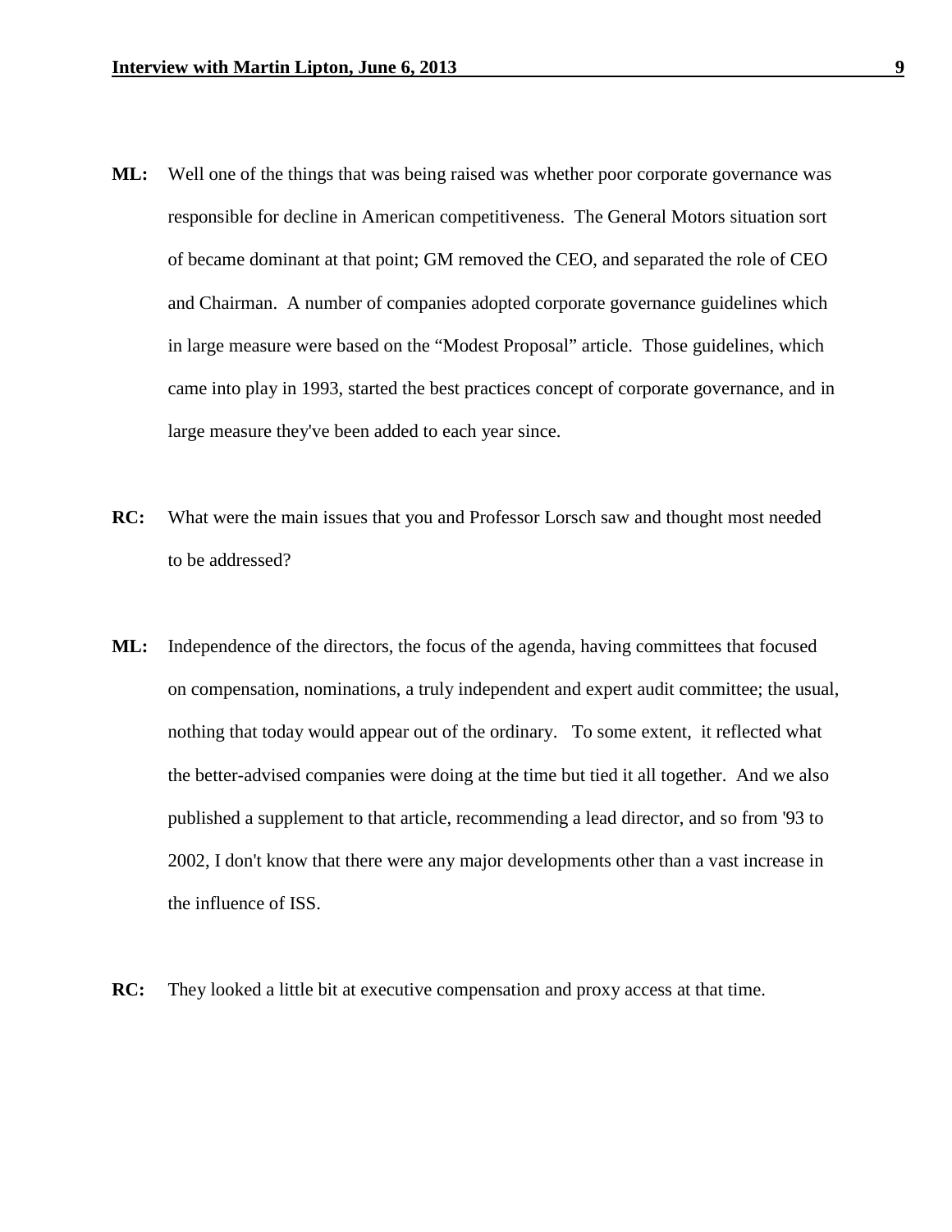**ML:** Well one of the things that was being raised was whether poor corporate governance was responsible for decline in American competitiveness. The General Motors situation sort of became dominant at that point; GM removed the CEO, and separated the role of CEO and Chairman. A number of companies adopted corporate governance guidelines which in large measure were based on the "Modest Proposal" article. Those guidelines, which came into play in 1993, started the best practices concept of corporate governance, and in large measure they've been added to each year since.

**RC:** What were the main issues that you and Professor Lorsch saw and thought most needed to be addressed?

**ML:** Independence of the directors, the focus of the agenda, having committees that focused on compensation, nominations, a truly independent and expert audit committee; the usual, nothing that today would appear out of the ordinary. To some extent, it reflected what the better-advised companies were doing at the time but tied it all together. And we also published a supplement to that article, recommending a lead director, and so from '93 to 2002, I don't know that there were any major developments other than a vast increase in the influence of ISS.

**RC:** They looked a little bit at executive compensation and proxy access at that time.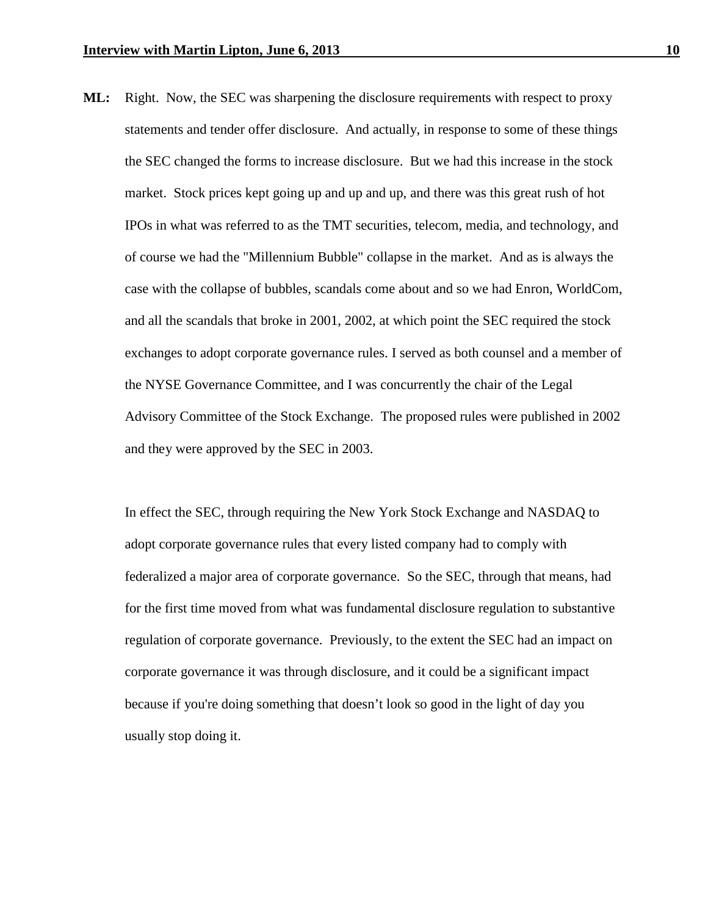**ML:** Right. Now, the SEC was sharpening the disclosure requirements with respect to proxy statements and tender offer disclosure. And actually, in response to some of these things the SEC changed the forms to increase disclosure. But we had this increase in the stock market. Stock prices kept going up and up and up, and there was this great rush of hot IPOs in what was referred to as the TMT securities, telecom, media, and technology, and of course we had the "Millennium Bubble" collapse in the market. And as is always the case with the collapse of bubbles, scandals come about and so we had Enron, WorldCom, and all the scandals that broke in 2001, 2002, at which point the SEC required the stock exchanges to adopt corporate governance rules. I served as both counsel and a member of the NYSE Governance Committee, and I was concurrently the chair of the Legal Advisory Committee of the Stock Exchange. The proposed rules were published in 2002 and they were approved by the SEC in 2003.

In effect the SEC, through requiring the New York Stock Exchange and NASDAQ to adopt corporate governance rules that every listed company had to comply with federalized a major area of corporate governance. So the SEC, through that means, had for the first time moved from what was fundamental disclosure regulation to substantive regulation of corporate governance. Previously, to the extent the SEC had an impact on corporate governance it was through disclosure, and it could be a significant impact because if you're doing something that doesn't look so good in the light of day you usually stop doing it.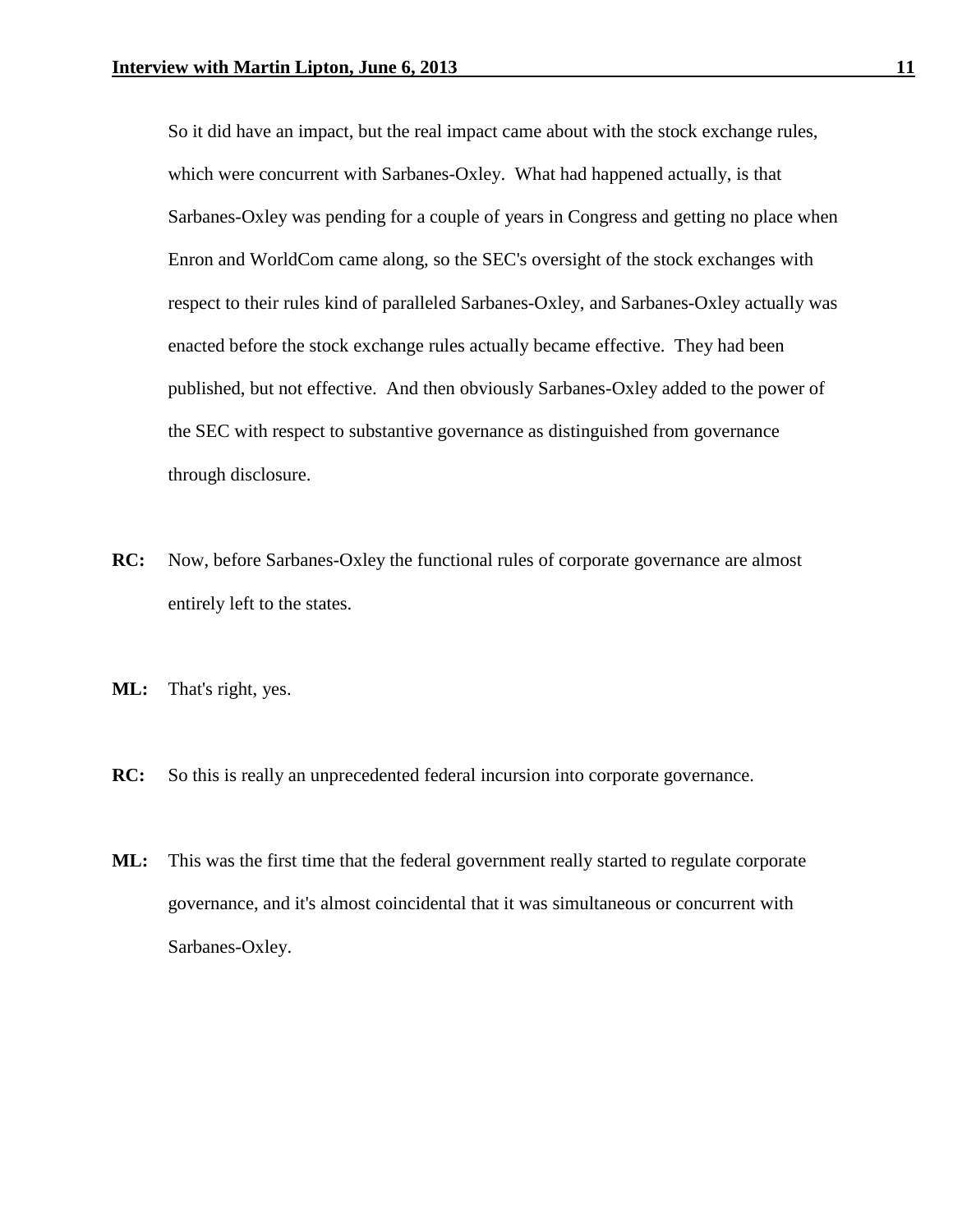So it did have an impact, but the real impact came about with the stock exchange rules, which were concurrent with Sarbanes-Oxley. What had happened actually, is that Sarbanes-Oxley was pending for a couple of years in Congress and getting no place when Enron and WorldCom came along, so the SEC's oversight of the stock exchanges with respect to their rules kind of paralleled Sarbanes-Oxley, and Sarbanes-Oxley actually was enacted before the stock exchange rules actually became effective. They had been published, but not effective. And then obviously Sarbanes-Oxley added to the power of the SEC with respect to substantive governance as distinguished from governance through disclosure.

**RC:** Now, before Sarbanes-Oxley the functional rules of corporate governance are almost entirely left to the states.

**ML:** That's right, yes.

**RC:** So this is really an unprecedented federal incursion into corporate governance.

**ML:** This was the first time that the federal government really started to regulate corporate governance, and it's almost coincidental that it was simultaneous or concurrent with Sarbanes-Oxley.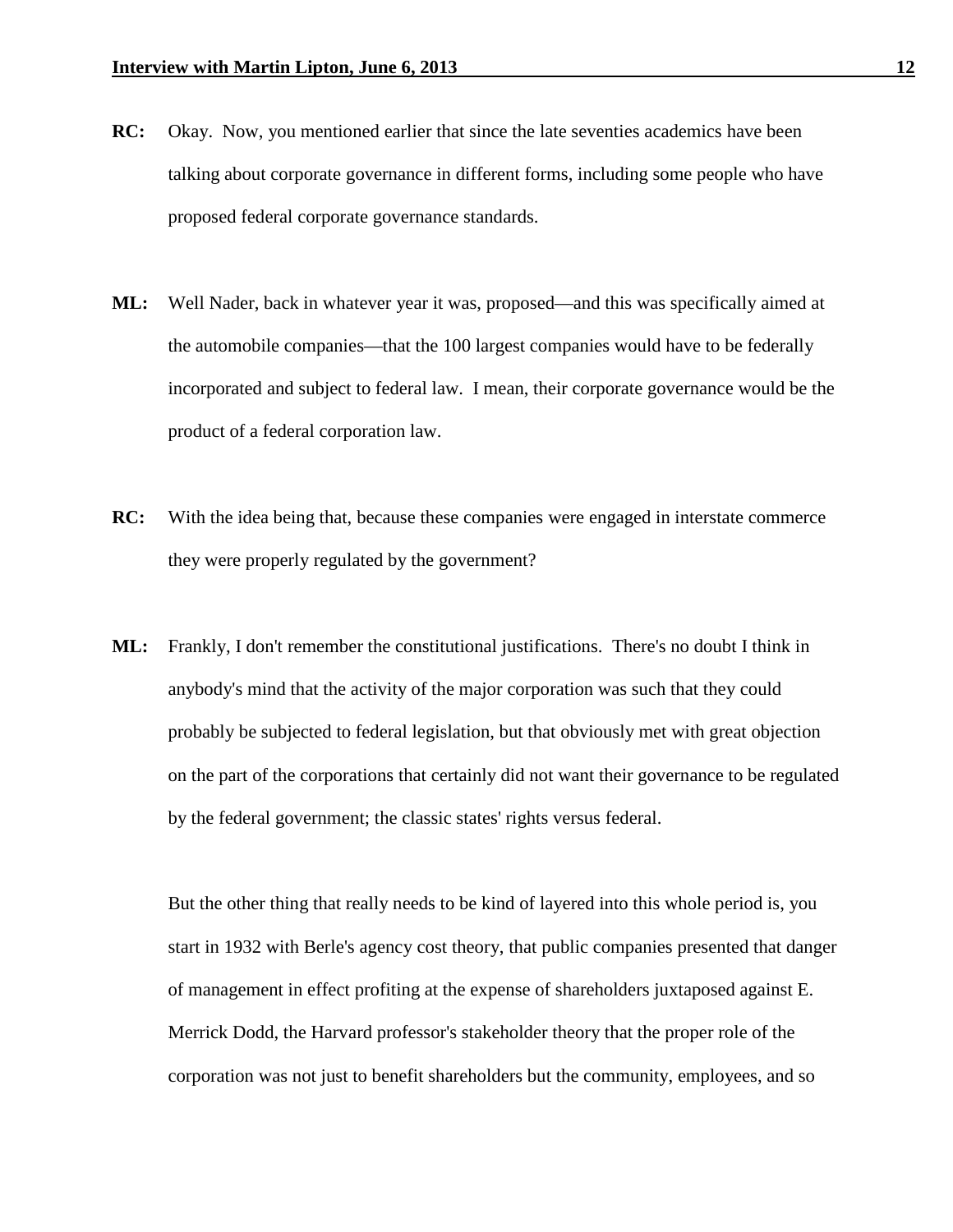**RC:** Okay. Now, you mentioned earlier that since the late seventies academics have been talking about corporate governance in different forms, including some people who have proposed federal corporate governance standards.

**ML:** Well Nader, back in whatever year it was, proposed—and this was specifically aimed at the automobile companies—that the 100 largest companies would have to be federally incorporated and subject to federal law. I mean, their corporate governance would be the product of a federal corporation law.

**RC:** With the idea being that, because these companies were engaged in interstate commerce they were properly regulated by the government?

**ML:** Frankly, I don't remember the constitutional justifications. There's no doubt I think in anybody's mind that the activity of the major corporation was such that they could probably be subjected to federal legislation, but that obviously met with great objection on the part of the corporations that certainly did not want their governance to be regulated by the federal government; the classic states' rights versus federal.

But the other thing that really needs to be kind of layered into this whole period is, you start in 1932 with Berle's agency cost theory, that public companies presented that danger of management in effect profiting at the expense of shareholders juxtaposed against E. Merrick Dodd, the Harvard professor's stakeholder theory that the proper role of the corporation was not just to benefit shareholders but the community, employees, and so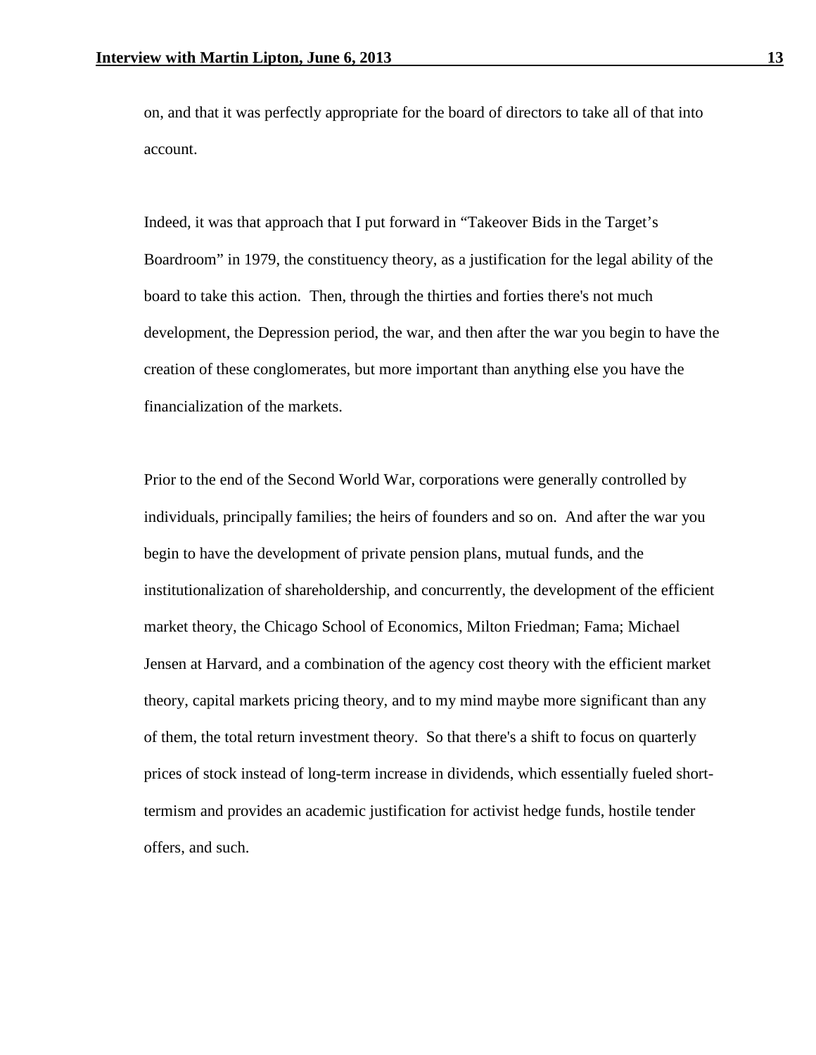on, and that it was perfectly appropriate for the board of directors to take all of that into account.

Indeed, it was that approach that I put forward in "Takeover Bids in the Target's Boardroom" in 1979, the constituency theory, as a justification for the legal ability of the board to take this action. Then, through the thirties and forties there's not much development, the Depression period, the war, and then after the war you begin to have the creation of these conglomerates, but more important than anything else you have the financialization of the markets.

Prior to the end of the Second World War, corporations were generally controlled by individuals, principally families; the heirs of founders and so on. And after the war you begin to have the development of private pension plans, mutual funds, and the institutionalization of shareholdership, and concurrently, the development of the efficient market theory, the Chicago School of Economics, Milton Friedman; Fama; Michael Jensen at Harvard, and a combination of the agency cost theory with the efficient market theory, capital markets pricing theory, and to my mind maybe more significant than any of them, the total return investment theory. So that there's a shift to focus on quarterly prices of stock instead of long-term increase in dividends, which essentially fueled short-termism and provides an academic justification for activist hedge funds, hostile tender offers, and such.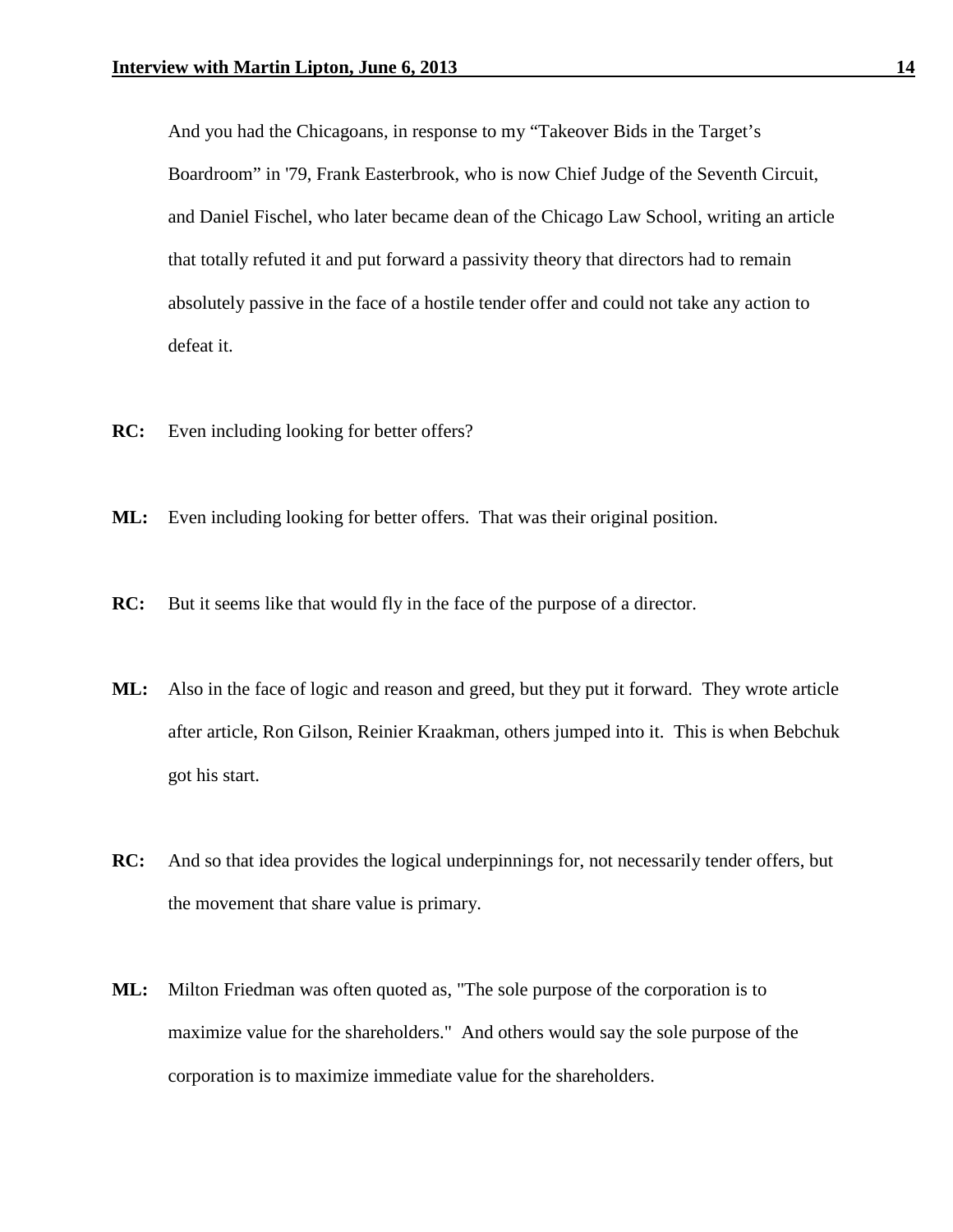And you had the Chicagoans, in response to my "Takeover Bids in the Target's Boardroom" in '79, Frank Easterbrook, who is now Chief Judge of the Seventh Circuit, and Daniel Fischel, who later became dean of the Chicago Law School, writing an article that totally refuted it and put forward a passivity theory that directors had to remain absolutely passive in the face of a hostile tender offer and could not take any action to defeat it.

**RC:** Even including looking for better offers?

**ML:** Even including looking for better offers. That was their original position.

**RC:** But it seems like that would fly in the face of the purpose of a director.

**ML:** Also in the face of logic and reason and greed, but they put it forward. They wrote article after article, Ron Gilson, Reinier Kraakman, others jumped into it. This is when Bebchuk got his start.

**RC:** And so that idea provides the logical underpinnings for, not necessarily tender offers, but the movement that share value is primary.

**ML:** Milton Friedman was often quoted as, "The sole purpose of the corporation is to maximize value for the shareholders." And others would say the sole purpose of the corporation is to maximize immediate value for the shareholders.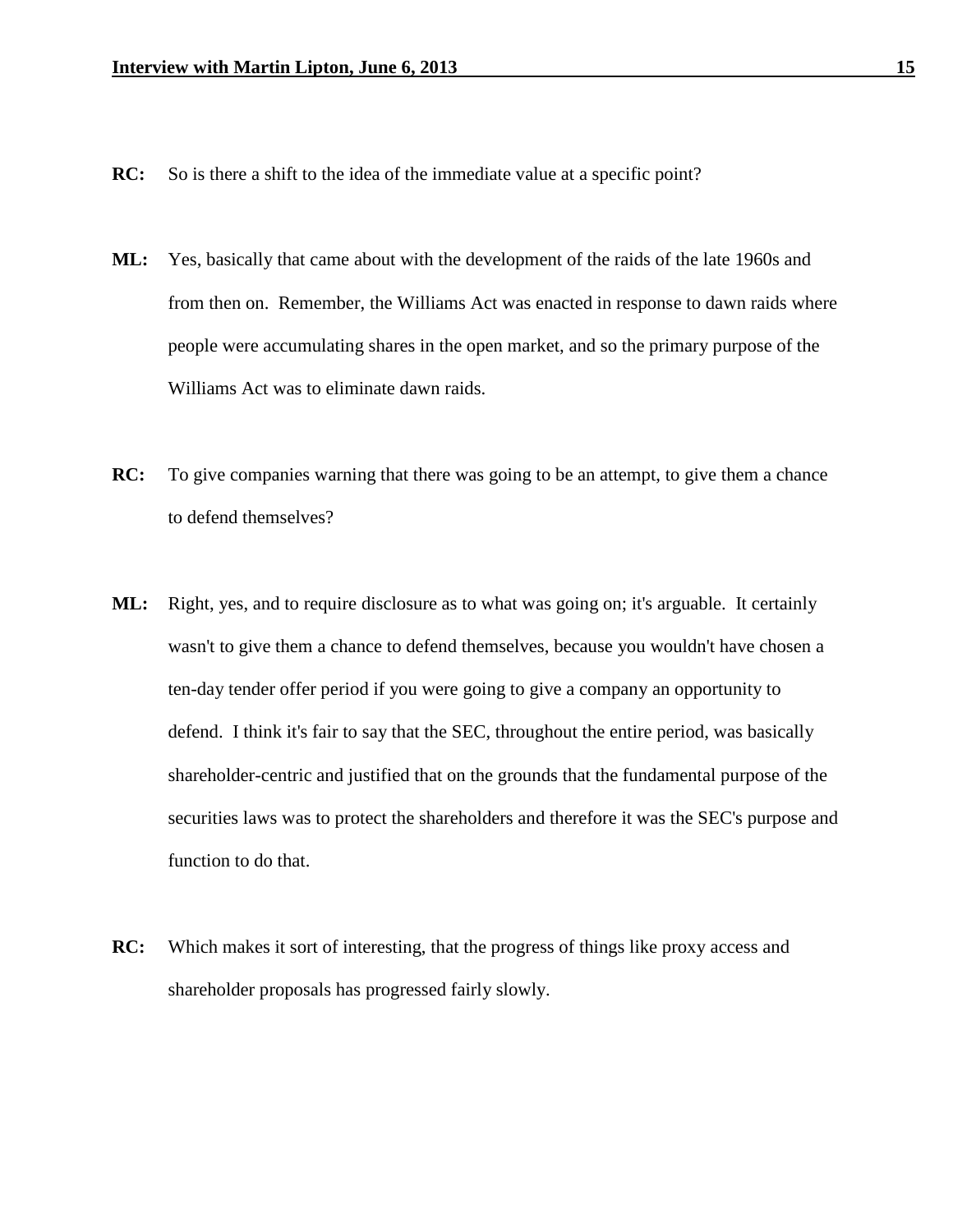**RC:** So is there a shift to the idea of the immediate value at a specific point?

**ML:** Yes, basically that came about with the development of the raids of the late 1960s and from then on. Remember, the Williams Act was enacted in response to dawn raids where people were accumulating shares in the open market, and so the primary purpose of the Williams Act was to eliminate dawn raids.

**RC:** To give companies warning that there was going to be an attempt, to give them a chance to defend themselves?

**ML:** Right, yes, and to require disclosure as to what was going on; it's arguable. It certainly wasn't to give them a chance to defend themselves, because you wouldn't have chosen a ten-day tender offer period if you were going to give a company an opportunity to defend. I think it's fair to say that the SEC, throughout the entire period, was basically shareholder-centric and justified that on the grounds that the fundamental purpose of the securities laws was to protect the shareholders and therefore it was the SEC's purpose and function to do that.

**RC:** Which makes it sort of interesting, that the progress of things like proxy access and shareholder proposals has progressed fairly slowly.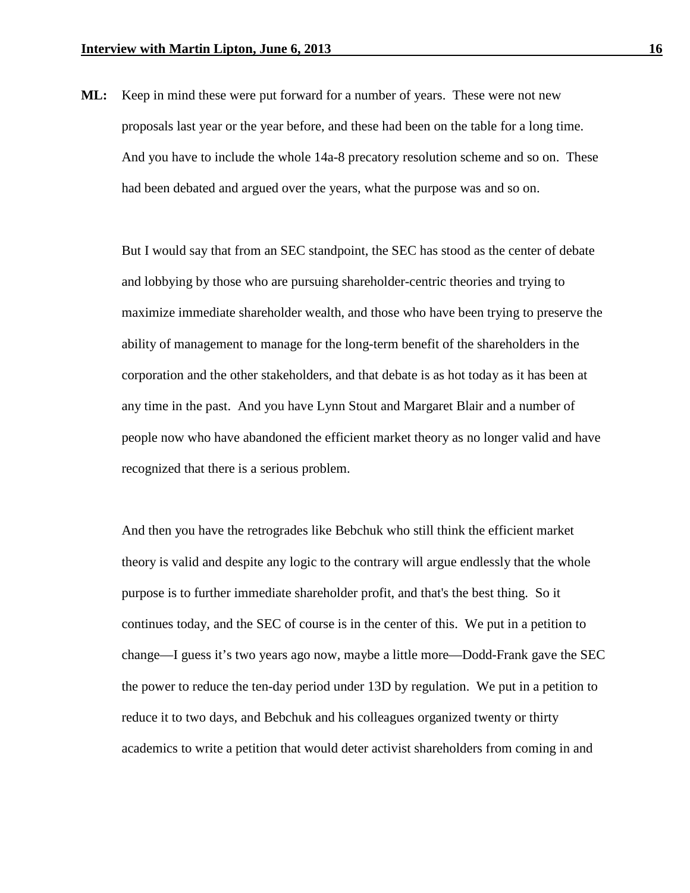**ML:** Keep in mind these were put forward for a number of years. These were not new proposals last year or the year before, and these had been on the table for a long time. And you have to include the whole 14a-8 precatory resolution scheme and so on. These had been debated and argued over the years, what the purpose was and so on.

But I would say that from an SEC standpoint, the SEC has stood as the center of debate and lobbying by those who are pursuing shareholder-centric theories and trying to maximize immediate shareholder wealth, and those who have been trying to preserve the ability of management to manage for the long-term benefit of the shareholders in the corporation and the other stakeholders, and that debate is as hot today as it has been at any time in the past. And you have Lynn Stout and Margaret Blair and a number of people now who have abandoned the efficient market theory as no longer valid and have recognized that there is a serious problem.

And then you have the retrogrades like Bebchuk who still think the efficient market theory is valid and despite any logic to the contrary will argue endlessly that the whole purpose is to further immediate shareholder profit, and that's the best thing. So it continues today, and the SEC of course is in the center of this. We put in a petition to change—I guess it's two years ago now, maybe a little more—Dodd-Frank gave the SEC the power to reduce the ten-day period under 13D by regulation. We put in a petition to reduce it to two days, and Bebchuk and his colleagues organized twenty or thirty academics to write a petition that would deter activist shareholders from coming in and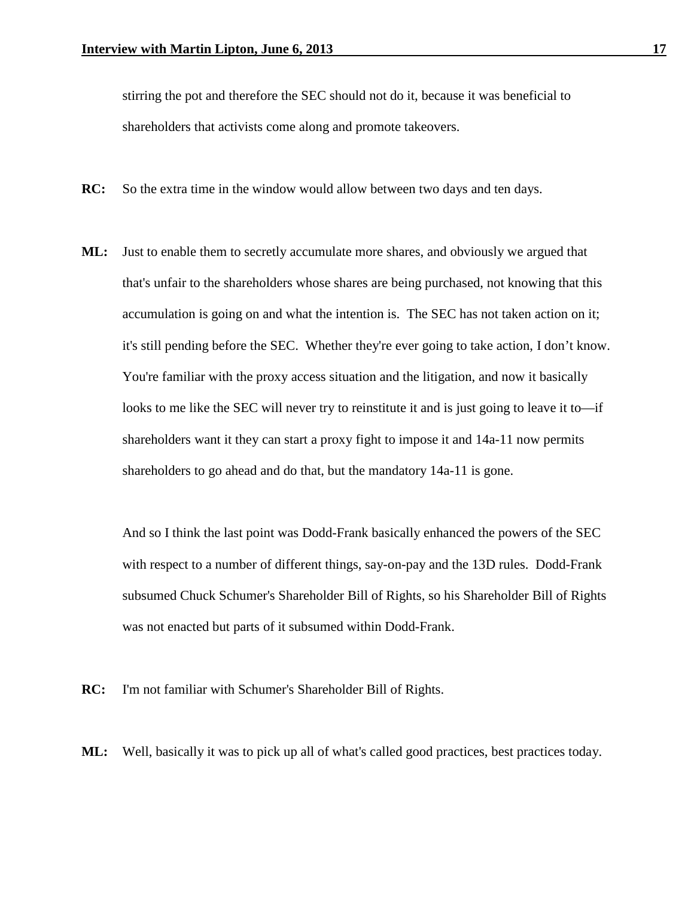stirring the pot and therefore the SEC should not do it, because it was beneficial to shareholders that activists come along and promote takeovers.

**RC:** So the extra time in the window would allow between two days and ten days.

**ML:** Just to enable them to secretly accumulate more shares, and obviously we argued that that's unfair to the shareholders whose shares are being purchased, not knowing that this accumulation is going on and what the intention is. The SEC has not taken action on it; it's still pending before the SEC. Whether they're ever going to take action, I don't know. You're familiar with the proxy access situation and the litigation, and now it basically looks to me like the SEC will never try to reinstitute it and is just going to leave it to—if shareholders want it they can start a proxy fight to impose it and 14a-11 now permits shareholders to go ahead and do that, but the mandatory 14a-11 is gone.

And so I think the last point was Dodd-Frank basically enhanced the powers of the SEC with respect to a number of different things, say-on-pay and the 13D rules. Dodd-Frank subsumed Chuck Schumer's Shareholder Bill of Rights, so his Shareholder Bill of Rights was not enacted but parts of it subsumed within Dodd-Frank.

**RC:** I'm not familiar with Schumer's Shareholder Bill of Rights.

**ML:** Well, basically it was to pick up all of what's called good practices, best practices today.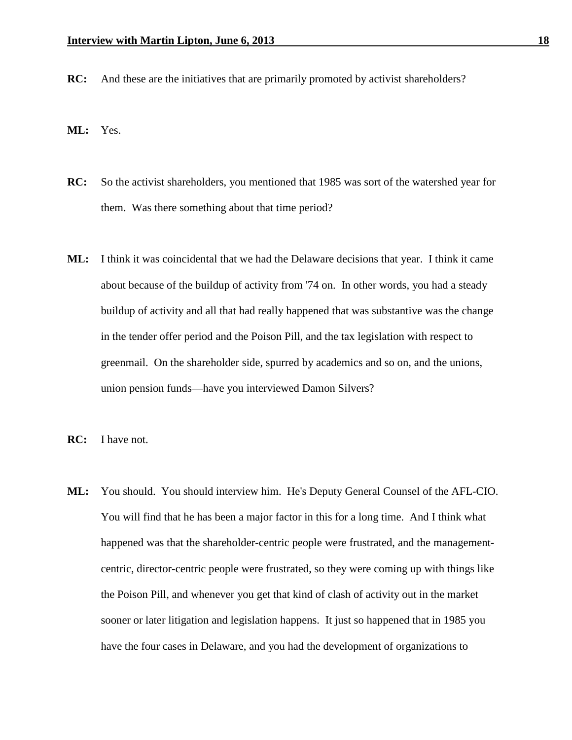**RC:** And these are the initiatives that are primarily promoted by activist shareholders?

**ML:** Yes.

**RC:** So the activist shareholders, you mentioned that 1985 was sort of the watershed year for them. Was there something about that time period?

**ML:** I think it was coincidental that we had the Delaware decisions that year. I think it came about because of the buildup of activity from '74 on. In other words, you had a steady buildup of activity and all that had really happened that was substantive was the change in the tender offer period and the Poison Pill, and the tax legislation with respect to greenmail. On the shareholder side, spurred by academics and so on, and the unions, union pension funds—have you interviewed Damon Silvers?

**RC:** I have not.

**ML:** You should. You should interview him. He's Deputy General Counsel of the AFL-CIO. You will find that he has been a major factor in this for a long time. And I think what happened was that the shareholder-centric people were frustrated, and the management-centric, director-centric people were frustrated, so they were coming up with things like the Poison Pill, and whenever you get that kind of clash of activity out in the market sooner or later litigation and legislation happens. It just so happened that in 1985 you have the four cases in Delaware, and you had the development of organizations to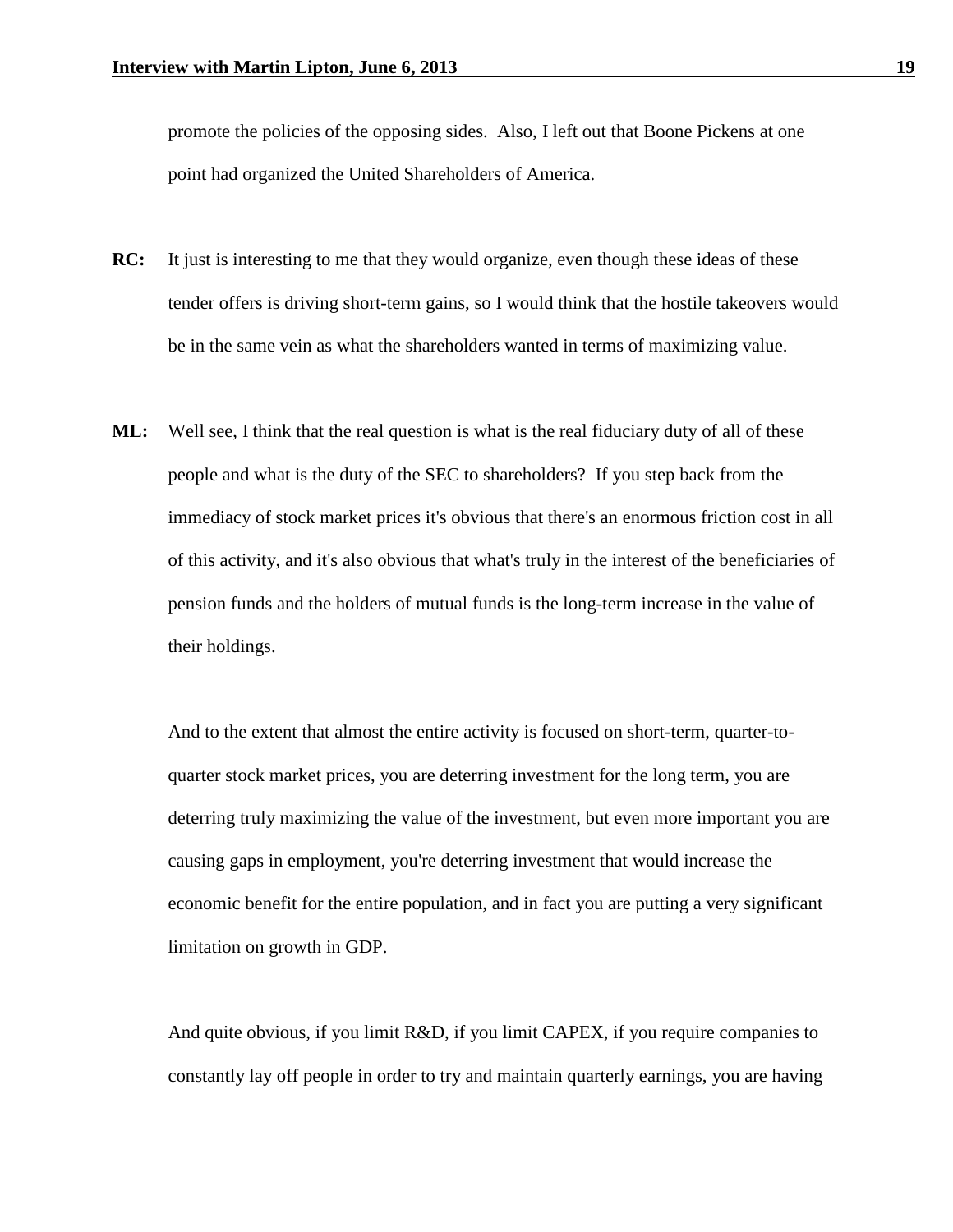promote the policies of the opposing sides. Also, I left out that Boone Pickens at one point had organized the United Shareholders of America.

**RC:** It just is interesting to me that they would organize, even though these ideas of these tender offers is driving short-term gains, so I would think that the hostile takeovers would be in the same vein as what the shareholders wanted in terms of maximizing value.

**ML:** Well see, I think that the real question is what is the real fiduciary duty of all of these people and what is the duty of the SEC to shareholders? If you step back from the immediacy of stock market prices it's obvious that there's an enormous friction cost in all of this activity, and it's also obvious that what's truly in the interest of the beneficiaries of pension funds and the holders of mutual funds is the long-term increase in the value of their holdings.

And to the extent that almost the entire activity is focused on short-term, quarter-to-quarter stock market prices, you are deterring investment for the long term, you are deterring truly maximizing the value of the investment, but even more important you are causing gaps in employment, you're deterring investment that would increase the economic benefit for the entire population, and in fact you are putting a very significant limitation on growth in GDP.

And quite obvious, if you limit R&D, if you limit CAPEX, if you require companies to constantly lay off people in order to try and maintain quarterly earnings, you are having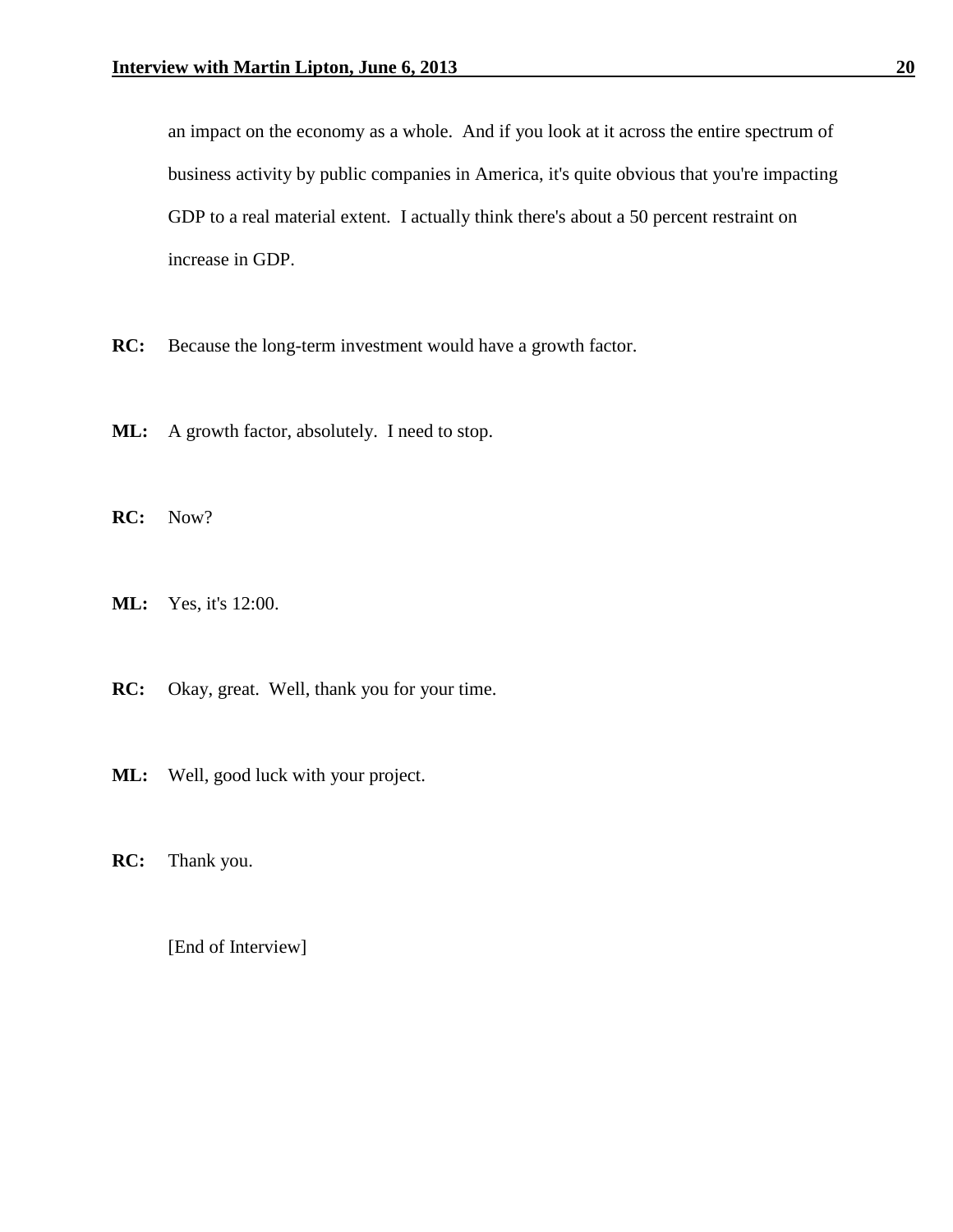an impact on the economy as a whole. And if you look at it across the entire spectrum of business activity by public companies in America, it's quite obvious that you're impacting GDP to a real material extent. I actually think there's about a 50 percent restraint on increase in GDP.

**RC:** Because the long-term investment would have a growth factor.

**ML:** A growth factor, absolutely. I need to stop.

**RC:** Now?

**ML:** Yes, it's 12:00.

**RC:** Okay, great. Well, thank you for your time.

**ML:** Well, good luck with your project.

**RC:** Thank you.

[End of Interview]